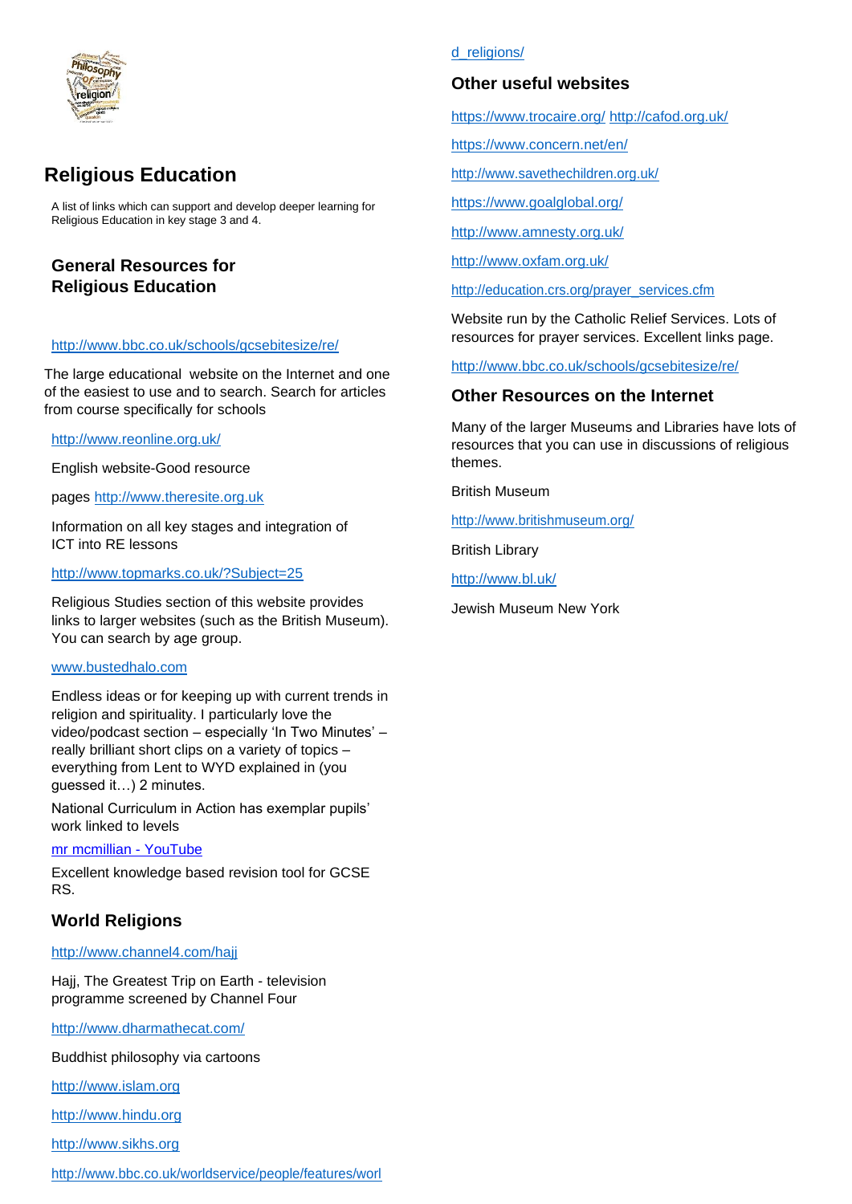# Religious Education

A list of links which can support and develop deeper learning for Religious Education in key stage 3 and 4.

## General Resources for Religious Education

http://www.bbc.co.uk/schools/gcsebitesize/re/

The large educational website on the Internet and one of the easiest to use and to search. Search for articles from course specifically for schools

http://www.reonline.org.uk/

English website-Good resource

pages http://www.theresite.org.uk

Information on all key stages and integration of ICT into RE lessons

http://www.topmarks.co.uk/?Subject=25

Religious Studies section of this website provides links to larger websites (such as the British Museum). You can search by age group.

www.bustedhalo.com

Endless ideas or for keeping up with current trends in religion and spirituality. I particularly love the video/podcast section – especially 'In Two Minutes' – really brilliant short clips on a variety of topics – everything from Lent to WYD explained in (you guessed it…) 2 minutes.

National Curriculum in Action has exemplar pupils' work linked to levels

mr mcmillian - YouTube

Excellent knowledge based revision tool for GCSE RS.

## World Religions

http://www.channel4.com/hajj

Hajj, The Greatest Trip on Earth - television programme screened by Channel Four

http://www.dharmathecat.com/

Buddhist philosophy via cartoons

http://www.islam.org

http://www.hindu.org

http://www.sikhs.org

http://www.bbc.co.uk/worldservice/people/features/world_religions/

## Other useful websites

https://www.trocaire.org/ http://cafod.org.uk/

https://www.concern.net/en/

http://www.savethechildren.org.uk/

https://www.goalglobal.org/

http://www.amnesty.org.uk/

http://www.oxfam.org.uk/

http://education.crs.org/prayer_services.cfm

Website run by the Catholic Relief Services. Lots of resources for prayer services. Excellent links page.

http://www.bbc.co.uk/schools/gcsebitesize/re/

## Other Resources on the Internet

Many of the larger Museums and Libraries have lots of resources that you can use in discussions of religious themes.

British Museum

http://www.britishmuseum.org/

British Library

http://www.bl.uk/

Jewish Museum New York